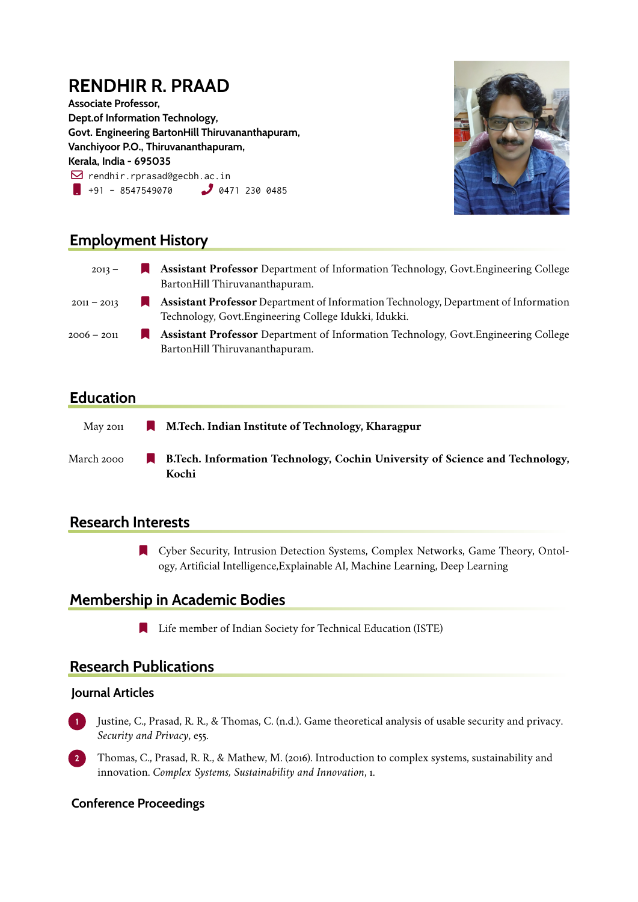# RENDHIR R. PRAAD

**Associate Professor,**
**Dept.of Information Technology,**
**Govt. Engineering BartonHill Thiruvananthapuram,**
**Vanchiyoor P.O., Thiruvananthapuram,**
**Kerala, India - 695035**

rendhir.rprasad@gecbh.ac.in
+91 - 8547549070    0471 230 0485

## Employment History

- 2013 – **Assistant Professor** Department of Information Technology, Govt.Engineering College BartonHill Thiruvananthapuram.
- 2011 – 2013 **Assistant Professor** Department of Information Technology, Department of Information Technology, Govt.Engineering College Idukki, Idukki.
- 2006 – 2011 **Assistant Professor** Department of Information Technology, Govt.Engineering College BartonHill Thiruvananthapuram.

## Education

- May 2011 **M.Tech. Indian Institute of Technology, Kharagpur**
- March 2000 **B.Tech. Information Technology, Cochin University of Science and Technology, Kochi**

## Research Interests

- Cyber Security, Intrusion Detection Systems, Complex Networks, Game Theory, Ontology, Artificial Intelligence,Explainable AI, Machine Learning, Deep Learning

## Membership in Academic Bodies

- Life member of Indian Society for Technical Education (ISTE)

## Research Publications

### Journal Articles

1. Justine, C., Prasad, R. R., & Thomas, C. (n.d.). Game theoretical analysis of usable security and privacy. *Security and Privacy*, e55.
2. Thomas, C., Prasad, R. R., & Mathew, M. (2016). Introduction to complex systems, sustainability and innovation. *Complex Systems, Sustainability and Innovation*, 1.

### Conference Proceedings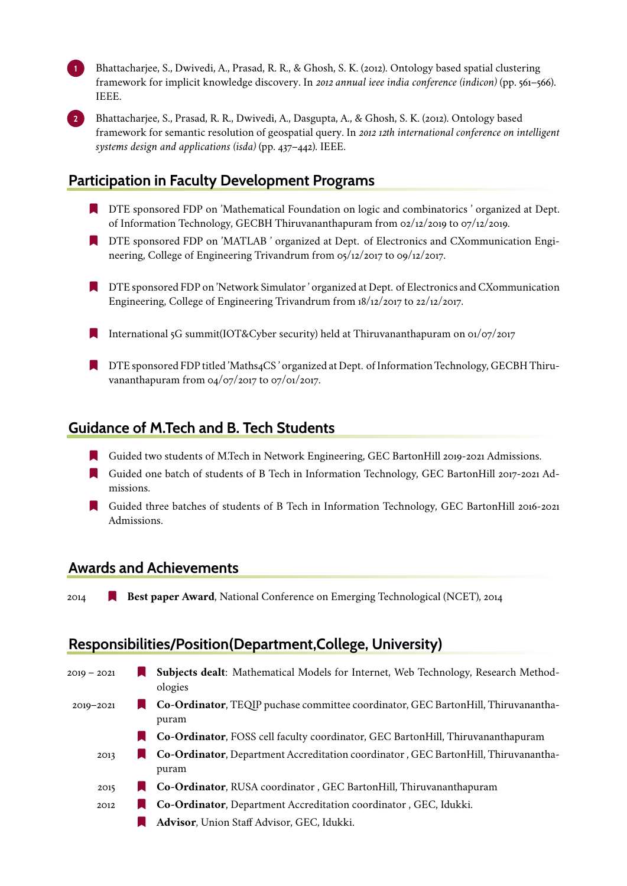1. Bhattacharjee, S., Dwivedi, A., Prasad, R. R., & Ghosh, S. K. (2012). Ontology based spatial clustering framework for implicit knowledge discovery. In *2012 annual ieee india conference (indicon)* (pp. 561–566). IEEE.
2. Bhattacharjee, S., Prasad, R. R., Dwivedi, A., Dasgupta, A., & Ghosh, S. K. (2012). Ontology based framework for semantic resolution of geospatial query. In *2012 12th international conference on intelligent systems design and applications (isda)* (pp. 437–442). IEEE.

## Participation in Faculty Development Programs

- DTE sponsored FDP on 'Mathematical Foundation on logic and combinatorics ' organized at Dept. of Information Technology, GECBH Thiruvananthapuram from 02/12/2019 to 07/12/2019.
- DTE sponsored FDP on 'MATLAB ' organized at Dept. of Electronics and CXommunication Engineering, College of Engineering Trivandrum from 05/12/2017 to 09/12/2017.
- DTE sponsored FDP on 'Network Simulator ' organized at Dept. of Electronics and CXommunication Engineering, College of Engineering Trivandrum from 18/12/2017 to 22/12/2017.
- International 5G summit(IOT&Cyber security) held at Thiruvananthapuram on 01/07/2017
- DTE sponsored FDP titled 'Maths4CS ' organized at Dept. of Information Technology, GECBH Thiruvananthapuram from 04/07/2017 to 07/01/2017.

## Guidance of M.Tech and B. Tech Students

- Guided two students of M.Tech in Network Engineering, GEC BartonHill 2019-2021 Admissions.
- Guided one batch of students of B Tech in Information Technology, GEC BartonHill 2017-2021 Admissions.
- Guided three batches of students of B Tech in Information Technology, GEC BartonHill 2016-2021 Admissions.

## Awards and Achievements

2014 — **Best paper Award**, National Conference on Emerging Technological (NCET), 2014

## Responsibilities/Position(Department,College, University)

- 2019 – 2021 — **Subjects dealt**: Mathematical Models for Internet, Web Technology, Research Methodologies
- 2019–2021 — **Co-Ordinator**, TEQIP puchase committee coordinator, GEC BartonHill, Thiruvananthapuram
- **Co-Ordinator**, FOSS cell faculty coordinator, GEC BartonHill, Thiruvananthapuram
- 2013 — **Co-Ordinator**, Department Accreditation coordinator , GEC BartonHill, Thiruvananthapuram
- 2015 — **Co-Ordinator**, RUSA coordinator , GEC BartonHill, Thiruvananthapuram
- 2012 — **Co-Ordinator**, Department Accreditation coordinator , GEC, Idukki.
- **Advisor**, Union Staff Advisor, GEC, Idukki.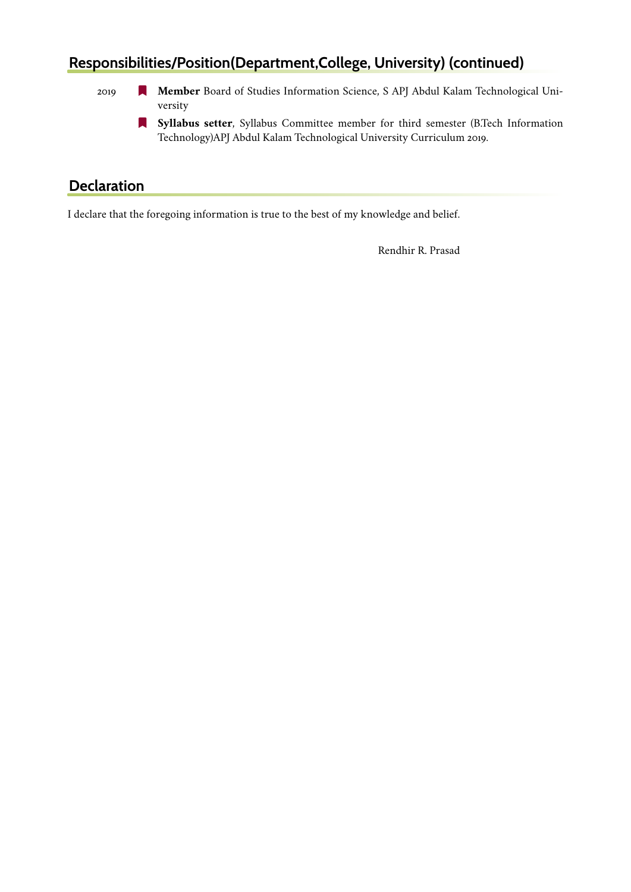## Responsibilities/Position(Department,College, University) (continued)

2019

- **Member** Board of Studies Information Science, S APJ Abdul Kalam Technological University
- **Syllabus setter**, Syllabus Committee member for third semester (B.Tech Information Technology)APJ Abdul Kalam Technological University Curriculum 2019.

## Declaration

I declare that the foregoing information is true to the best of my knowledge and belief.

Rendhir R. Prasad